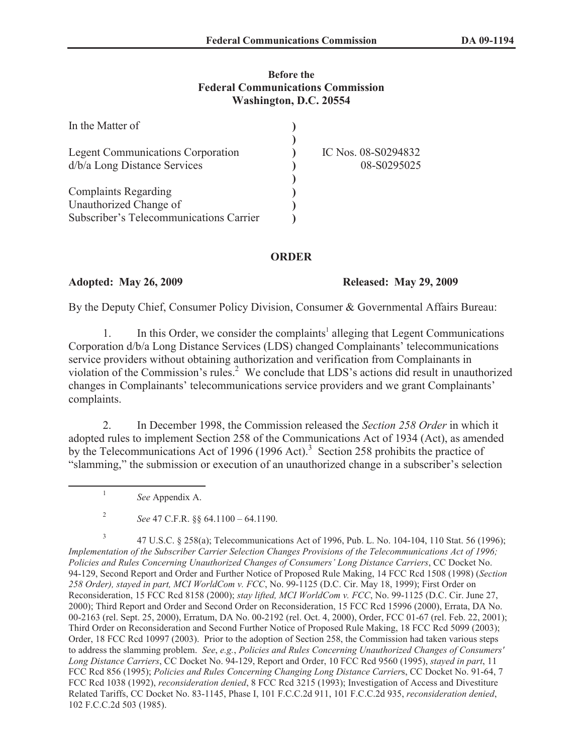**Before the**
**Federal Communications Commission**
**Washington, D.C. 20554**

| | | |
|---|---|---|
| In the Matter of | ) | |
| | ) | |
| Legent Communications Corporation | ) | IC Nos. 08-S0294832 |
| d/b/a Long Distance Services | ) | 08-S0295025 |
| | ) | |
| Complaints Regarding | ) | |
| Unauthorized Change of | ) | |
| Subscriber's Telecommunications Carrier | ) | |

**ORDER**

**Adopted: May 26, 2009** **Released: May 29, 2009**

By the Deputy Chief, Consumer Policy Division, Consumer & Governmental Affairs Bureau:

1. In this Order, we consider the complaints[1] alleging that Legent Communications Corporation d/b/a Long Distance Services (LDS) changed Complainants' telecommunications service providers without obtaining authorization and verification from Complainants in violation of the Commission's rules.[2] We conclude that LDS's actions did result in unauthorized changes in Complainants' telecommunications service providers and we grant Complainants' complaints.

2. In December 1998, the Commission released the *Section 258 Order* in which it adopted rules to implement Section 258 of the Communications Act of 1934 (Act), as amended by the Telecommunications Act of 1996 (1996 Act).[3] Section 258 prohibits the practice of "slamming," the submission or execution of an unauthorized change in a subscriber's selection

---

[1] *See* Appendix A.

[2] *See* 47 C.F.R. §§ 64.1100 – 64.1190.

[3] 47 U.S.C. § 258(a); Telecommunications Act of 1996, Pub. L. No. 104-104, 110 Stat. 56 (1996); *Implementation of the Subscriber Carrier Selection Changes Provisions of the Telecommunications Act of 1996; Policies and Rules Concerning Unauthorized Changes of Consumers' Long Distance Carriers*, CC Docket No. 94-129, Second Report and Order and Further Notice of Proposed Rule Making, 14 FCC Rcd 1508 (1998) (*Section 258 Order), stayed in part, MCI WorldCom v. FCC*, No. 99-1125 (D.C. Cir. May 18, 1999); First Order on Reconsideration, 15 FCC Rcd 8158 (2000); *stay lifted, MCI WorldCom v. FCC*, No. 99-1125 (D.C. Cir. June 27, 2000); Third Report and Order and Second Order on Reconsideration, 15 FCC Rcd 15996 (2000), Errata, DA No. 00-2163 (rel. Sept. 25, 2000), Erratum, DA No. 00-2192 (rel. Oct. 4, 2000), Order, FCC 01-67 (rel. Feb. 22, 2001); Third Order on Reconsideration and Second Further Notice of Proposed Rule Making, 18 FCC Rcd 5099 (2003); Order, 18 FCC Rcd 10997 (2003). Prior to the adoption of Section 258, the Commission had taken various steps to address the slamming problem. *See*, *e.g.*, *Policies and Rules Concerning Unauthorized Changes of Consumers' Long Distance Carriers*, CC Docket No. 94-129, Report and Order, 10 FCC Rcd 9560 (1995), *stayed in part*, 11 FCC Rcd 856 (1995); *Policies and Rules Concerning Changing Long Distance Carrier*s, CC Docket No. 91-64, 7 FCC Rcd 1038 (1992), *reconsideration denied*, 8 FCC Rcd 3215 (1993); Investigation of Access and Divestiture Related Tariffs, CC Docket No. 83-1145, Phase I, 101 F.C.C.2d 911, 101 F.C.C.2d 935, *reconsideration denied*, 102 F.C.C.2d 503 (1985).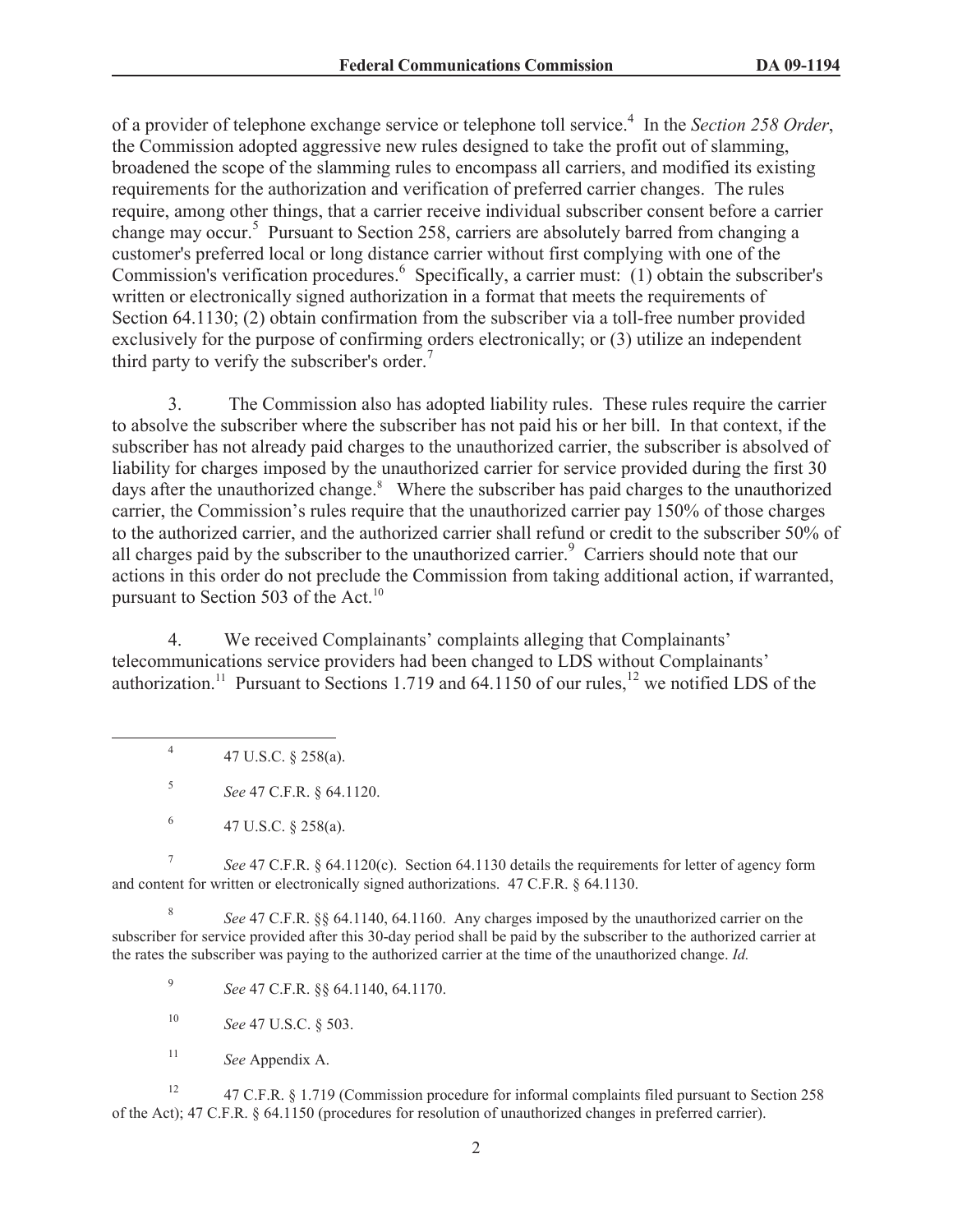of a provider of telephone exchange service or telephone toll service.[4] In the *Section 258 Order*, the Commission adopted aggressive new rules designed to take the profit out of slamming, broadened the scope of the slamming rules to encompass all carriers, and modified its existing requirements for the authorization and verification of preferred carrier changes. The rules require, among other things, that a carrier receive individual subscriber consent before a carrier change may occur.[5] Pursuant to Section 258, carriers are absolutely barred from changing a customer's preferred local or long distance carrier without first complying with one of the Commission's verification procedures.[6] Specifically, a carrier must: (1) obtain the subscriber's written or electronically signed authorization in a format that meets the requirements of Section 64.1130; (2) obtain confirmation from the subscriber via a toll-free number provided exclusively for the purpose of confirming orders electronically; or (3) utilize an independent third party to verify the subscriber's order.[7]

3. The Commission also has adopted liability rules. These rules require the carrier to absolve the subscriber where the subscriber has not paid his or her bill. In that context, if the subscriber has not already paid charges to the unauthorized carrier, the subscriber is absolved of liability for charges imposed by the unauthorized carrier for service provided during the first 30 days after the unauthorized change.[8] Where the subscriber has paid charges to the unauthorized carrier, the Commission's rules require that the unauthorized carrier pay 150% of those charges to the authorized carrier, and the authorized carrier shall refund or credit to the subscriber 50% of all charges paid by the subscriber to the unauthorized carrier.[9] Carriers should note that our actions in this order do not preclude the Commission from taking additional action, if warranted, pursuant to Section 503 of the Act.[10]

4. We received Complainants' complaints alleging that Complainants' telecommunications service providers had been changed to LDS without Complainants' authorization.[11] Pursuant to Sections 1.719 and 64.1150 of our rules,[12] we notified LDS of the

---

[4] 47 U.S.C. § 258(a).

[5] *See* 47 C.F.R. § 64.1120.

[6] 47 U.S.C. § 258(a).

[7] *See* 47 C.F.R. § 64.1120(c). Section 64.1130 details the requirements for letter of agency form and content for written or electronically signed authorizations. 47 C.F.R. § 64.1130.

[8] *See* 47 C.F.R. §§ 64.1140, 64.1160. Any charges imposed by the unauthorized carrier on the subscriber for service provided after this 30-day period shall be paid by the subscriber to the authorized carrier at the rates the subscriber was paying to the authorized carrier at the time of the unauthorized change. *Id.*

[9] *See* 47 C.F.R. §§ 64.1140, 64.1170.

[10] *See* 47 U.S.C. § 503.

[11] *See* Appendix A.

[12] 47 C.F.R. § 1.719 (Commission procedure for informal complaints filed pursuant to Section 258 of the Act); 47 C.F.R. § 64.1150 (procedures for resolution of unauthorized changes in preferred carrier).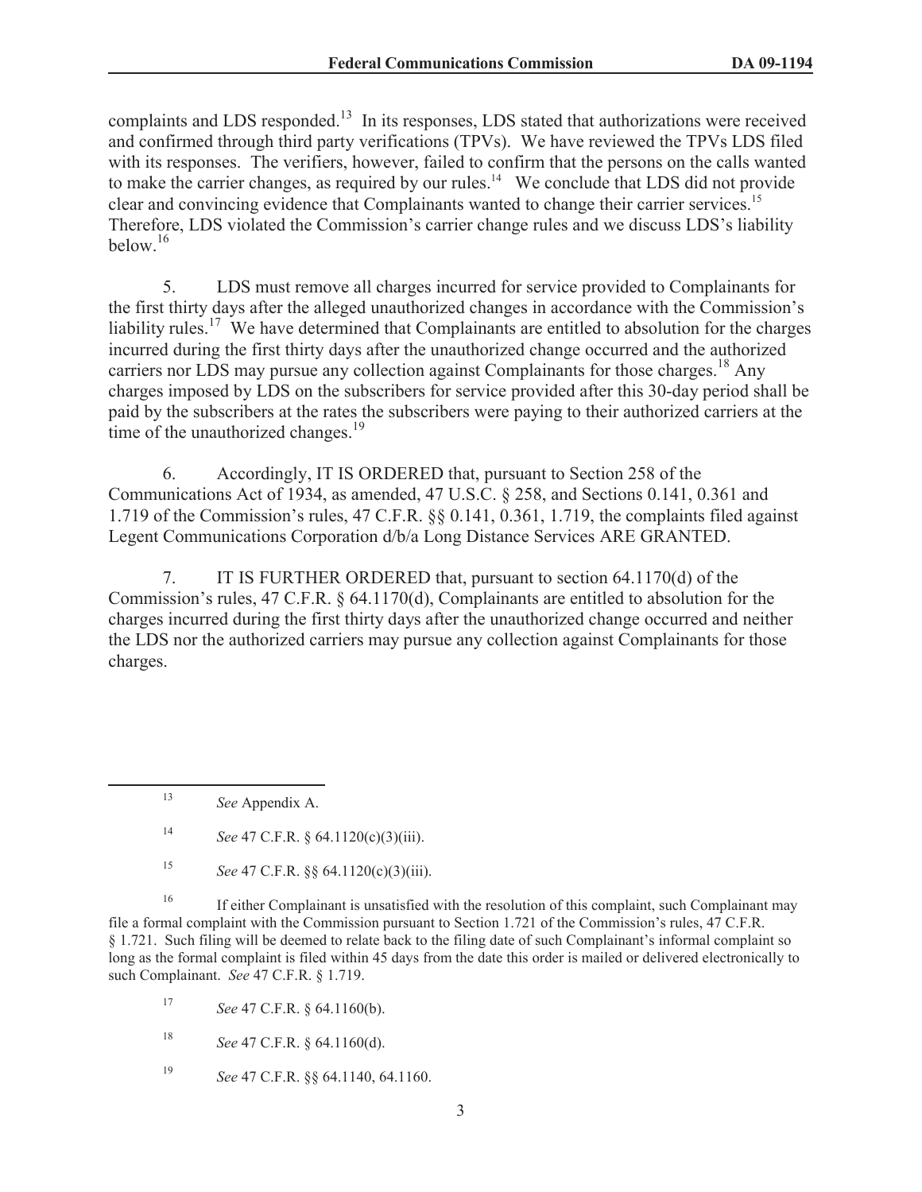complaints and LDS responded.[13] In its responses, LDS stated that authorizations were received and confirmed through third party verifications (TPVs). We have reviewed the TPVs LDS filed with its responses. The verifiers, however, failed to confirm that the persons on the calls wanted to make the carrier changes, as required by our rules.[14] We conclude that LDS did not provide clear and convincing evidence that Complainants wanted to change their carrier services.[15] Therefore, LDS violated the Commission's carrier change rules and we discuss LDS's liability below.[16]

5. LDS must remove all charges incurred for service provided to Complainants for the first thirty days after the alleged unauthorized changes in accordance with the Commission's liability rules.[17] We have determined that Complainants are entitled to absolution for the charges incurred during the first thirty days after the unauthorized change occurred and the authorized carriers nor LDS may pursue any collection against Complainants for those charges.[18] Any charges imposed by LDS on the subscribers for service provided after this 30-day period shall be paid by the subscribers at the rates the subscribers were paying to their authorized carriers at the time of the unauthorized changes.[19]

6. Accordingly, IT IS ORDERED that, pursuant to Section 258 of the Communications Act of 1934, as amended, 47 U.S.C. § 258, and Sections 0.141, 0.361 and 1.719 of the Commission's rules, 47 C.F.R. §§ 0.141, 0.361, 1.719, the complaints filed against Legent Communications Corporation d/b/a Long Distance Services ARE GRANTED.

7. IT IS FURTHER ORDERED that, pursuant to section 64.1170(d) of the Commission's rules, 47 C.F.R. § 64.1170(d), Complainants are entitled to absolution for the charges incurred during the first thirty days after the unauthorized change occurred and neither the LDS nor the authorized carriers may pursue any collection against Complainants for those charges.

---

[13] *See* Appendix A.

[14] *See* 47 C.F.R. § 64.1120(c)(3)(iii).

[15] *See* 47 C.F.R. §§ 64.1120(c)(3)(iii).

[16] If either Complainant is unsatisfied with the resolution of this complaint, such Complainant may file a formal complaint with the Commission pursuant to Section 1.721 of the Commission's rules, 47 C.F.R. § 1.721. Such filing will be deemed to relate back to the filing date of such Complainant's informal complaint so long as the formal complaint is filed within 45 days from the date this order is mailed or delivered electronically to such Complainant. *See* 47 C.F.R. § 1.719.

[17] *See* 47 C.F.R. § 64.1160(b).

[18] *See* 47 C.F.R. § 64.1160(d).

[19] *See* 47 C.F.R. §§ 64.1140, 64.1160.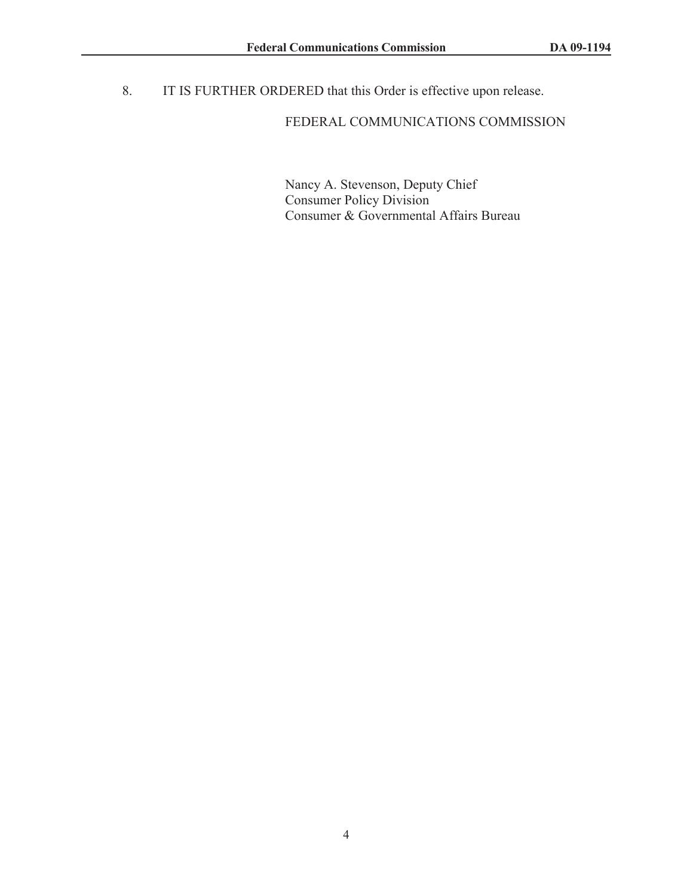8. IT IS FURTHER ORDERED that this Order is effective upon release.

FEDERAL COMMUNICATIONS COMMISSION

Nancy A. Stevenson, Deputy Chief
Consumer Policy Division
Consumer & Governmental Affairs Bureau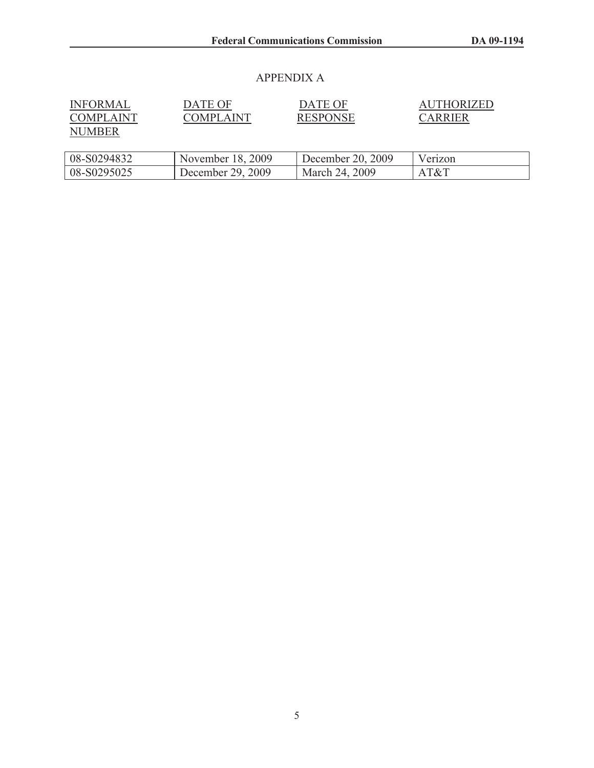## APPENDIX A

| INFORMAL COMPLAINT NUMBER | DATE OF COMPLAINT | DATE OF RESPONSE | AUTHORIZED CARRIER |
|---|---|---|---|
| 08-S0294832 | November 18, 2009 | December 20, 2009 | Verizon |
| 08-S0295025 | December 29, 2009 | March 24, 2009 | AT&T |